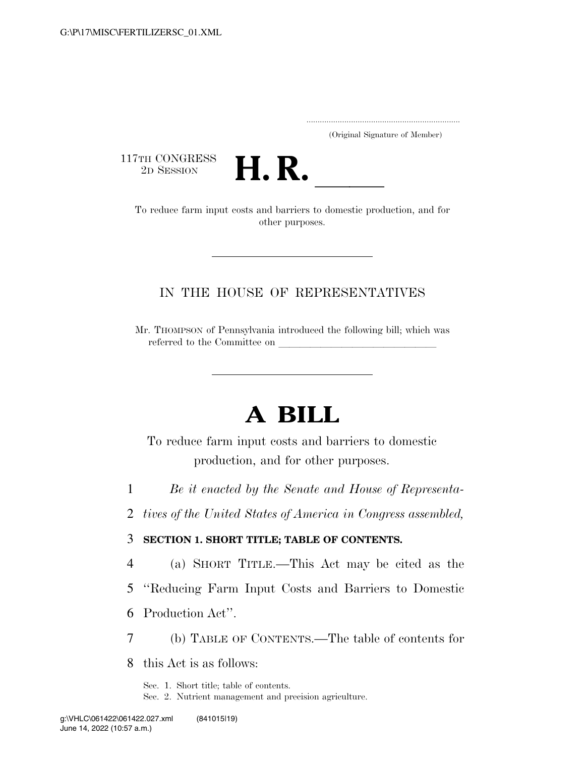(Original Signature of Member)

117TH CONGRESS
2D SESSION

# H. R. \_\_\_\_\_\_

To reduce farm input costs and barriers to domestic production, and for other purposes.

---

IN THE HOUSE OF REPRESENTATIVES

Mr. THOMPSON of Pennsylvania introduced the following bill; which was referred to the Committee on \_\_\_\_\_\_\_\_\_\_\_\_\_\_\_\_\_\_\_\_\_\_\_\_\_\_\_\_\_\_

---

# A BILL

To reduce farm input costs and barriers to domestic production, and for other purposes.

1 *Be it enacted by the Senate and House of Representa-*
2 *tives of the United States of America in Congress assembled,*

3 **SECTION 1. SHORT TITLE; TABLE OF CONTENTS.**

4 (a) SHORT TITLE.—This Act may be cited as the
5 ''Reducing Farm Input Costs and Barriers to Domestic
6 Production Act''.

7 (b) TABLE OF CONTENTS.—The table of contents for
8 this Act is as follows:

Sec. 1. Short title; table of contents.
Sec. 2. Nutrient management and precision agriculture.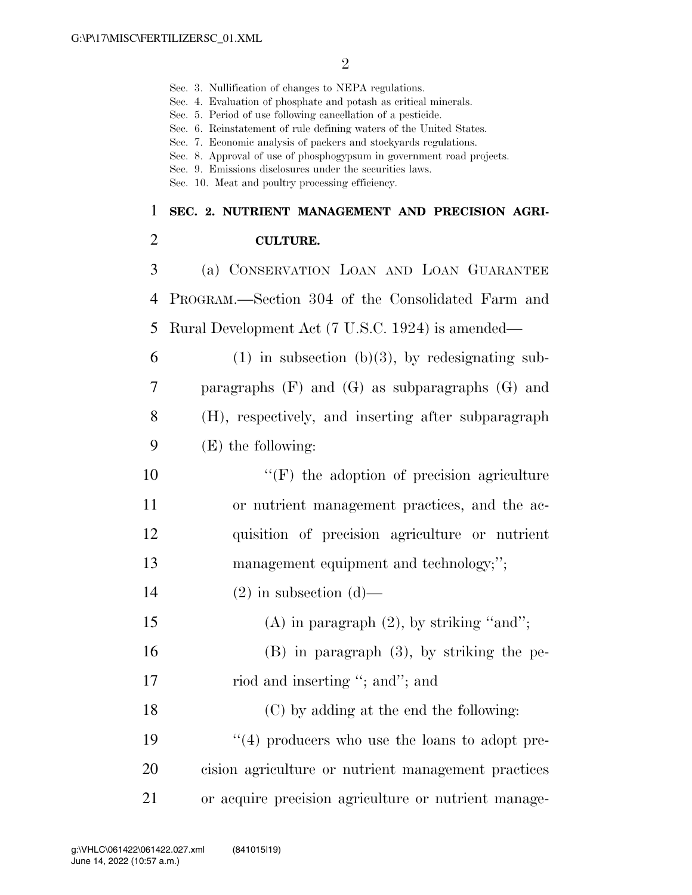Sec. 3. Nullification of changes to NEPA regulations.
Sec. 4. Evaluation of phosphate and potash as critical minerals.
Sec. 5. Period of use following cancellation of a pesticide.
Sec. 6. Reinstatement of rule defining waters of the United States.
Sec. 7. Economic analysis of packers and stockyards regulations.
Sec. 8. Approval of use of phosphogypsum in government road projects.
Sec. 9. Emissions disclosures under the securities laws.
Sec. 10. Meat and poultry processing efficiency.

**SEC. 2. NUTRIENT MANAGEMENT AND PRECISION AGRICULTURE.**

(a) CONSERVATION LOAN AND LOAN GUARANTEE PROGRAM.—Section 304 of the Consolidated Farm and Rural Development Act (7 U.S.C. 1924) is amended—

(1) in subsection (b)(3), by redesignating subparagraphs (F) and (G) as subparagraphs (G) and (H), respectively, and inserting after subparagraph (E) the following:

"(F) the adoption of precision agriculture or nutrient management practices, and the acquisition of precision agriculture or nutrient management equipment and technology;";

(2) in subsection (d)—

(A) in paragraph (2), by striking "and";

(B) in paragraph (3), by striking the period and inserting "; and"; and

(C) by adding at the end the following:

"(4) producers who use the loans to adopt precision agriculture or nutrient management practices or acquire precision agriculture or nutrient manage-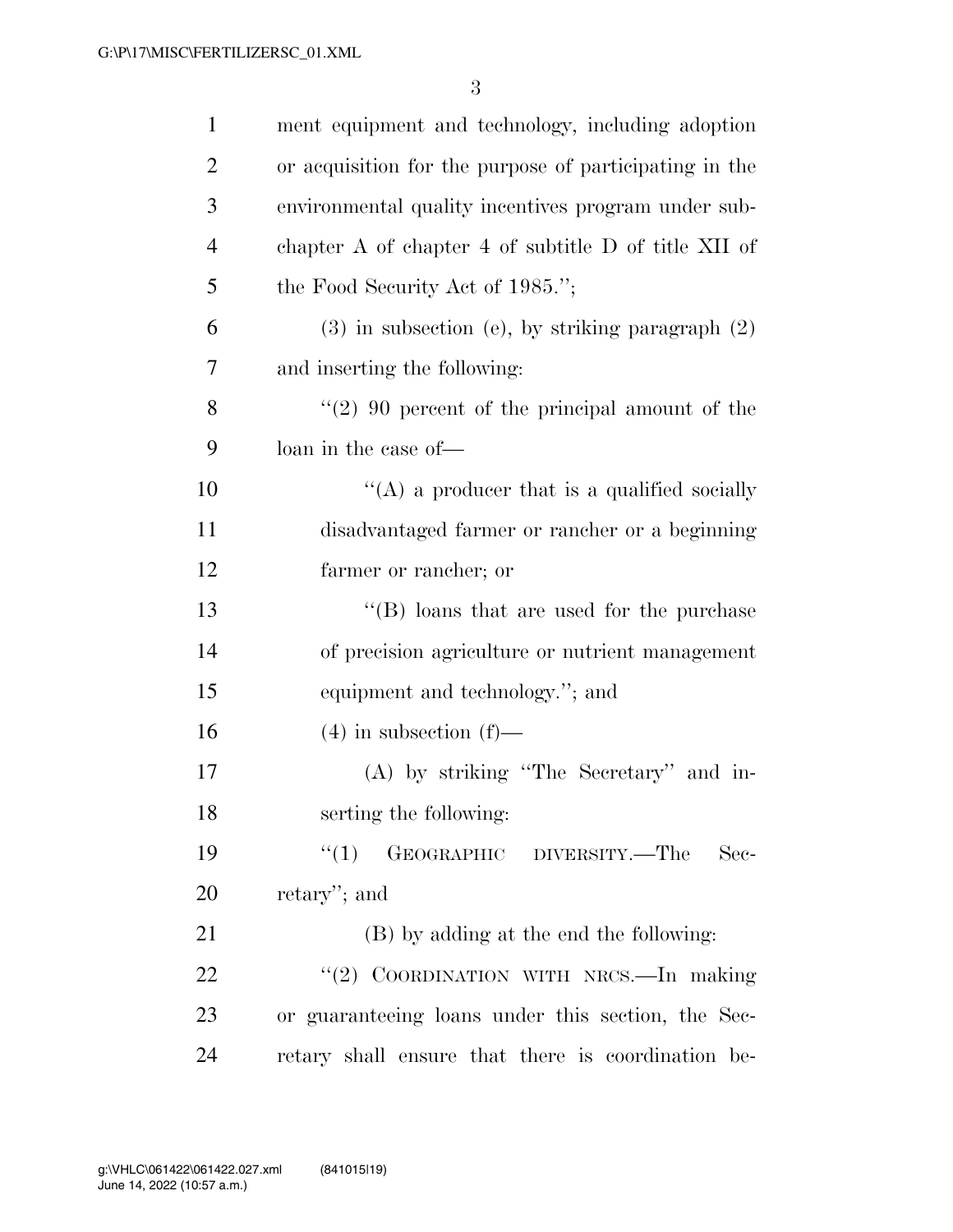ment equipment and technology, including adoption or acquisition for the purpose of participating in the environmental quality incentives program under subchapter A of chapter 4 of subtitle D of title XII of the Food Security Act of 1985.'';

(3) in subsection (e), by striking paragraph (2) and inserting the following:

''(2) 90 percent of the principal amount of the loan in the case of—

''(A) a producer that is a qualified socially disadvantaged farmer or rancher or a beginning farmer or rancher; or

''(B) loans that are used for the purchase of precision agriculture or nutrient management equipment and technology.''; and

(4) in subsection (f)—

(A) by striking ''The Secretary'' and inserting the following:

''(1) GEOGRAPHIC DIVERSITY.—The Secretary''; and

(B) by adding at the end the following:

''(2) COORDINATION WITH NRCS.—In making or guaranteeing loans under this section, the Secretary shall ensure that there is coordination be-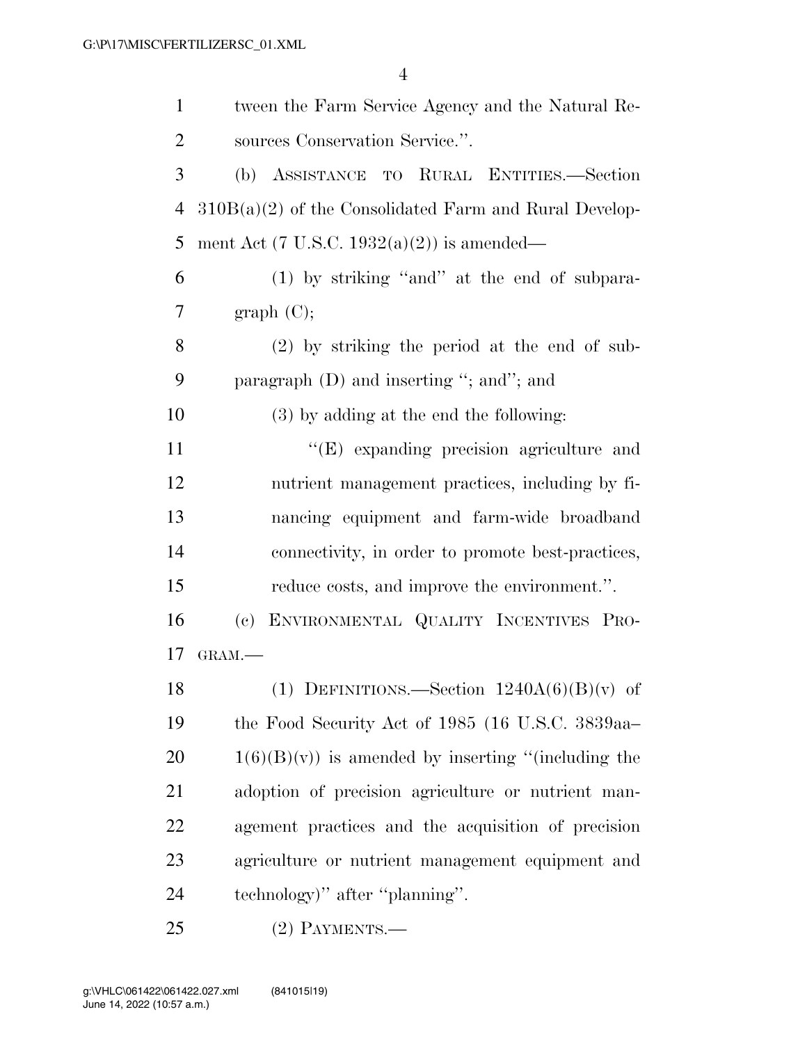tween the Farm Service Agency and the Natural Resources Conservation Service.''.

(b) ASSISTANCE TO RURAL ENTITIES.—Section 310B(a)(2) of the Consolidated Farm and Rural Development Act (7 U.S.C. 1932(a)(2)) is amended—

(1) by striking ''and'' at the end of subparagraph (C);

(2) by striking the period at the end of subparagraph (D) and inserting ''; and''; and

(3) by adding at the end the following:

''(E) expanding precision agriculture and nutrient management practices, including by financing equipment and farm-wide broadband connectivity, in order to promote best-practices, reduce costs, and improve the environment.''.

(c) ENVIRONMENTAL QUALITY INCENTIVES PROGRAM.—

(1) DEFINITIONS.—Section 1240A(6)(B)(v) of the Food Security Act of 1985 (16 U.S.C. 3839aa–1(6)(B)(v)) is amended by inserting ''(including the adoption of precision agriculture or nutrient management practices and the acquisition of precision agriculture or nutrient management equipment and technology)'' after ''planning''.

(2) PAYMENTS.—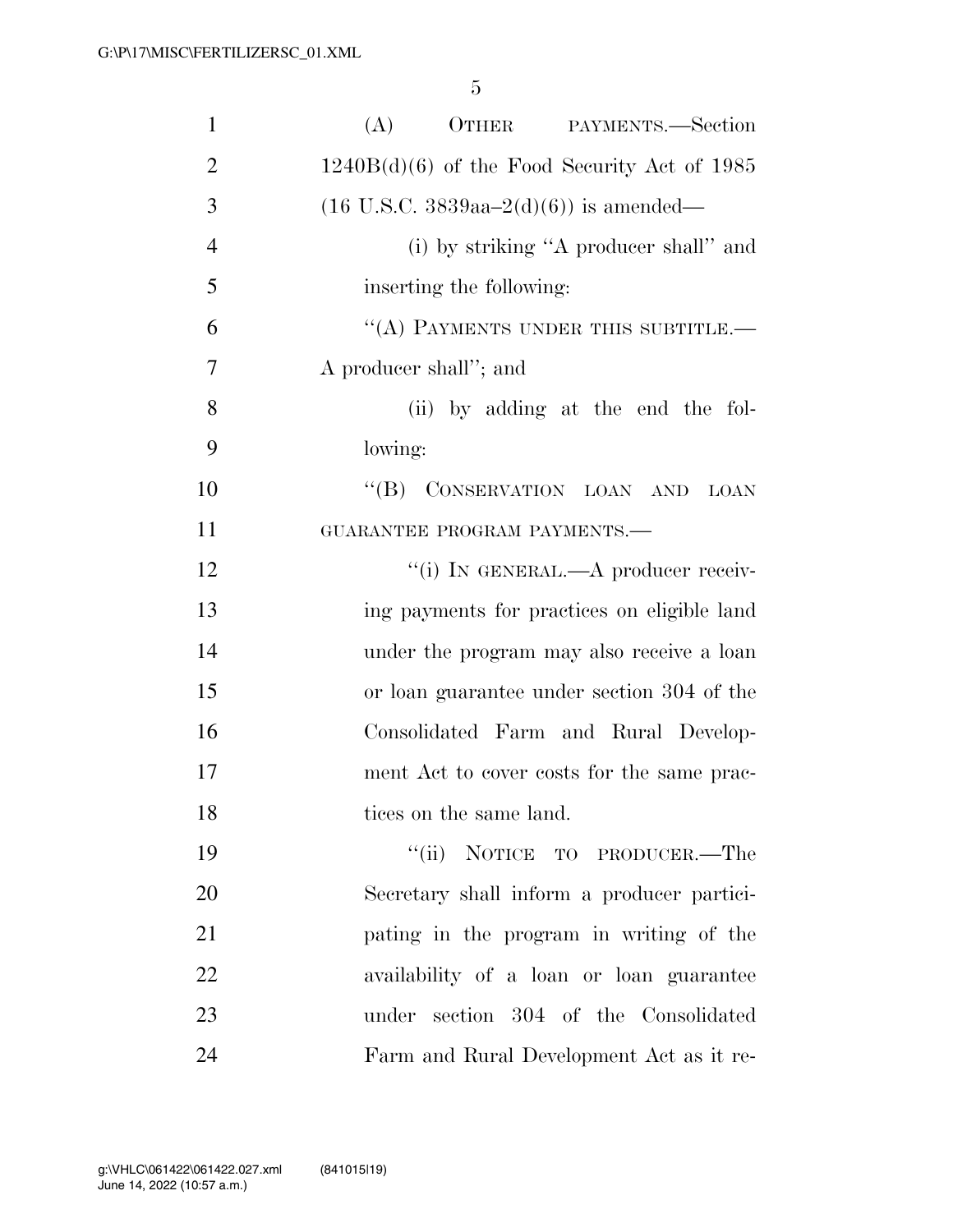(A) OTHER PAYMENTS.—Section 1240B(d)(6) of the Food Security Act of 1985 (16 U.S.C. 3839aa–2(d)(6)) is amended—

(i) by striking ''A producer shall'' and inserting the following:

''(A) PAYMENTS UNDER THIS SUBTITLE.— A producer shall''; and

(ii) by adding at the end the following:

''(B) CONSERVATION LOAN AND LOAN GUARANTEE PROGRAM PAYMENTS.—

''(i) IN GENERAL.—A producer receiving payments for practices on eligible land under the program may also receive a loan or loan guarantee under section 304 of the Consolidated Farm and Rural Development Act to cover costs for the same practices on the same land.

''(ii) NOTICE TO PRODUCER.—The Secretary shall inform a producer participating in the program in writing of the availability of a loan or loan guarantee under section 304 of the Consolidated Farm and Rural Development Act as it re-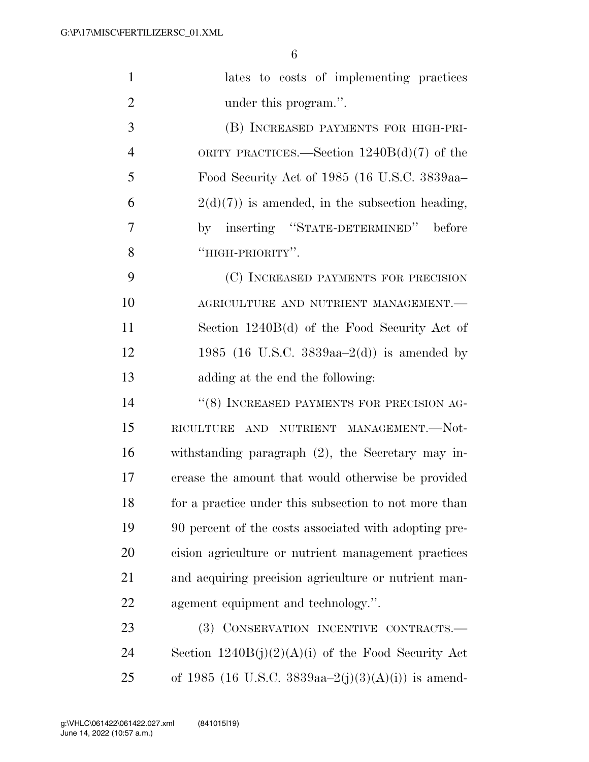lates to costs of implementing practices under this program.''.

(B) INCREASED PAYMENTS FOR HIGH-PRIORITY PRACTICES.—Section 1240B(d)(7) of the Food Security Act of 1985 (16 U.S.C. 3839aa–2(d)(7)) is amended, in the subsection heading, by inserting ''STATE-DETERMINED'' before ''HIGH-PRIORITY''.

(C) INCREASED PAYMENTS FOR PRECISION AGRICULTURE AND NUTRIENT MANAGEMENT.—Section 1240B(d) of the Food Security Act of 1985 (16 U.S.C. 3839aa–2(d)) is amended by adding at the end the following:

''(8) INCREASED PAYMENTS FOR PRECISION AGRICULTURE AND NUTRIENT MANAGEMENT.—Notwithstanding paragraph (2), the Secretary may increase the amount that would otherwise be provided for a practice under this subsection to not more than 90 percent of the costs associated with adopting precision agriculture or nutrient management practices and acquiring precision agriculture or nutrient management equipment and technology.''.

(3) CONSERVATION INCENTIVE CONTRACTS.—Section 1240B(j)(2)(A)(i) of the Food Security Act of 1985 (16 U.S.C. 3839aa–2(j)(3)(A)(i)) is amend-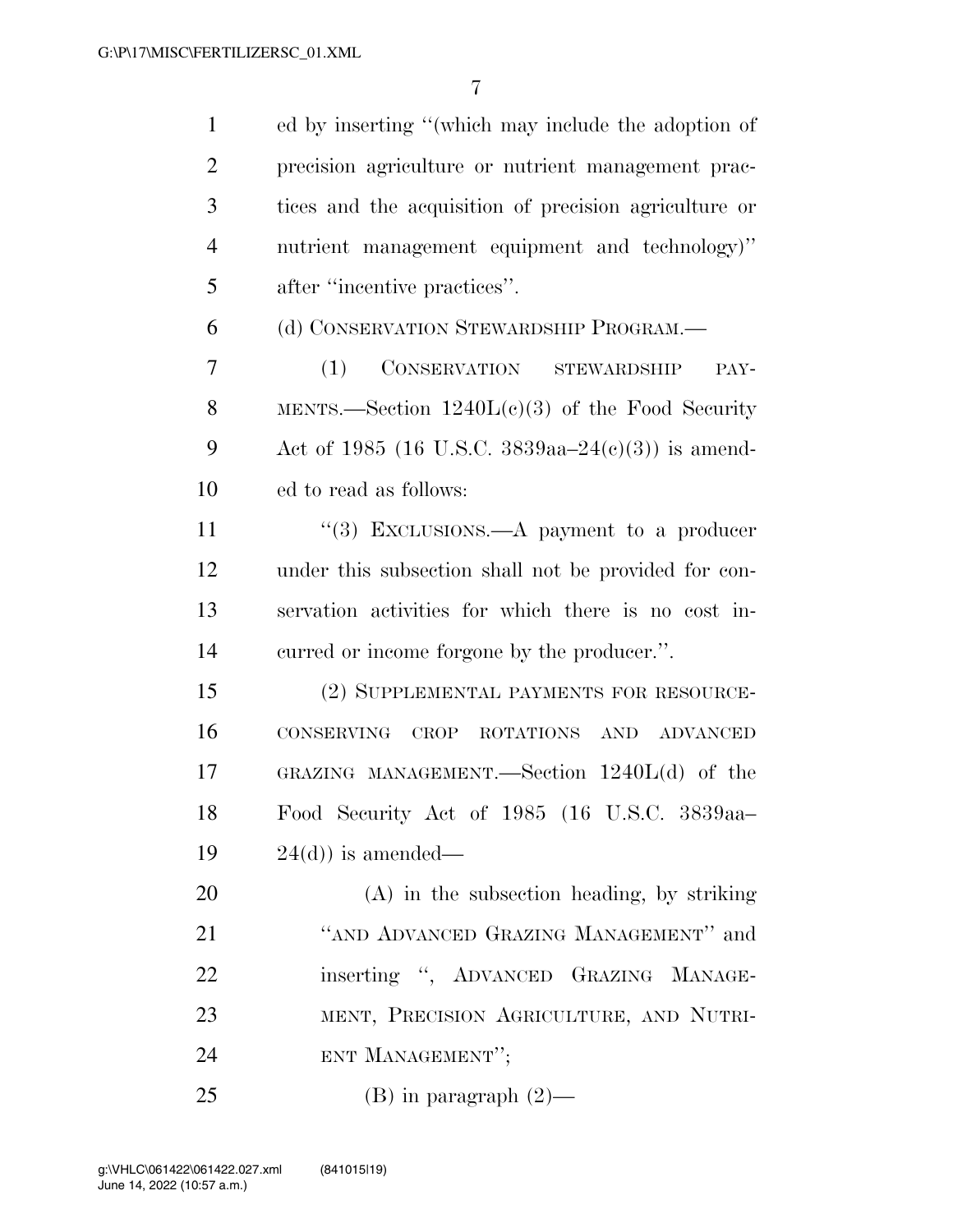ed by inserting "(which may include the adoption of precision agriculture or nutrient management practices and the acquisition of precision agriculture or nutrient management equipment and technology)" after "incentive practices".

(d) CONSERVATION STEWARDSHIP PROGRAM.—

(1) CONSERVATION STEWARDSHIP PAYMENTS.—Section 1240L(c)(3) of the Food Security Act of 1985 (16 U.S.C. 3839aa–24(c)(3)) is amended to read as follows:

"(3) EXCLUSIONS.—A payment to a producer under this subsection shall not be provided for conservation activities for which there is no cost incurred or income forgone by the producer.".

(2) SUPPLEMENTAL PAYMENTS FOR RESOURCE-CONSERVING CROP ROTATIONS AND ADVANCED GRAZING MANAGEMENT.—Section 1240L(d) of the Food Security Act of 1985 (16 U.S.C. 3839aa–24(d)) is amended—

(A) in the subsection heading, by striking "AND ADVANCED GRAZING MANAGEMENT" and inserting ", ADVANCED GRAZING MANAGEMENT, PRECISION AGRICULTURE, AND NUTRIENT MANAGEMENT";

(B) in paragraph (2)—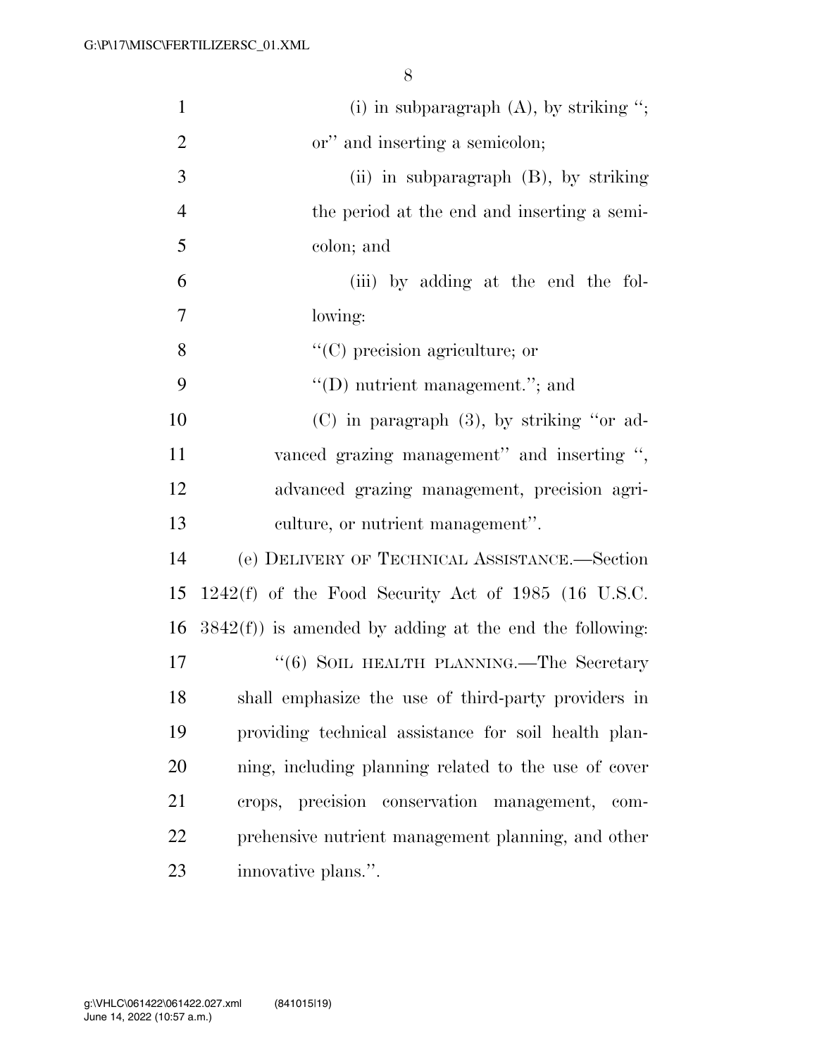(i) in subparagraph (A), by striking "; or" and inserting a semicolon;

(ii) in subparagraph (B), by striking the period at the end and inserting a semicolon; and

(iii) by adding at the end the following:

"(C) precision agriculture; or

"(D) nutrient management."; and

(C) in paragraph (3), by striking "or advanced grazing management" and inserting ", advanced grazing management, precision agriculture, or nutrient management".

(e) DELIVERY OF TECHNICAL ASSISTANCE.—Section 1242(f) of the Food Security Act of 1985 (16 U.S.C. 3842(f)) is amended by adding at the end the following:

"(6) SOIL HEALTH PLANNING.—The Secretary shall emphasize the use of third-party providers in providing technical assistance for soil health planning, including planning related to the use of cover crops, precision conservation management, comprehensive nutrient management planning, and other innovative plans.".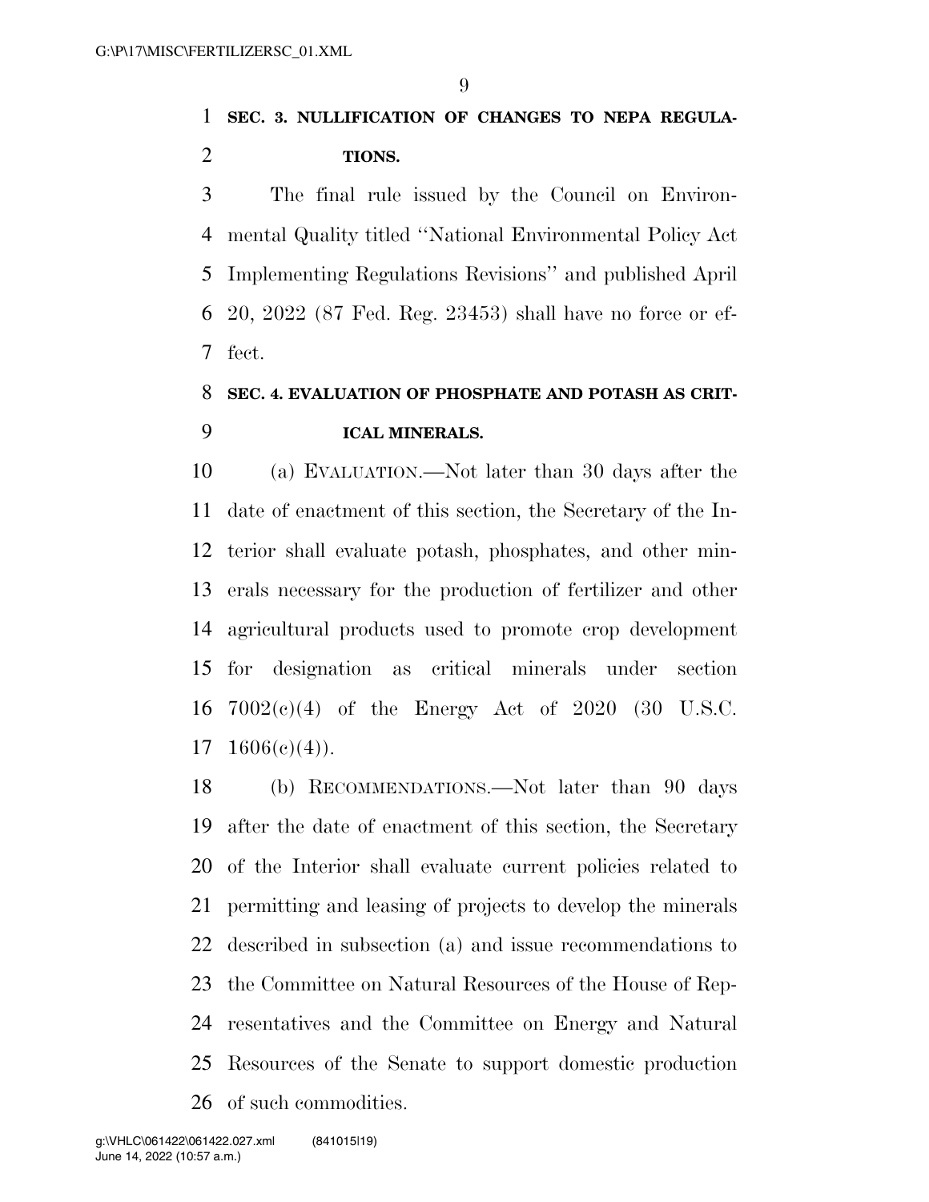**SEC. 3. NULLIFICATION OF CHANGES TO NEPA REGULATIONS.**

The final rule issued by the Council on Environmental Quality titled ''National Environmental Policy Act Implementing Regulations Revisions'' and published April 20, 2022 (87 Fed. Reg. 23453) shall have no force or effect.

**SEC. 4. EVALUATION OF PHOSPHATE AND POTASH AS CRITICAL MINERALS.**

(a) EVALUATION.—Not later than 30 days after the date of enactment of this section, the Secretary of the Interior shall evaluate potash, phosphates, and other minerals necessary for the production of fertilizer and other agricultural products used to promote crop development for designation as critical minerals under section 7002(c)(4) of the Energy Act of 2020 (30 U.S.C. 1606(c)(4)).

(b) RECOMMENDATIONS.—Not later than 90 days after the date of enactment of this section, the Secretary of the Interior shall evaluate current policies related to permitting and leasing of projects to develop the minerals described in subsection (a) and issue recommendations to the Committee on Natural Resources of the House of Representatives and the Committee on Energy and Natural Resources of the Senate to support domestic production of such commodities.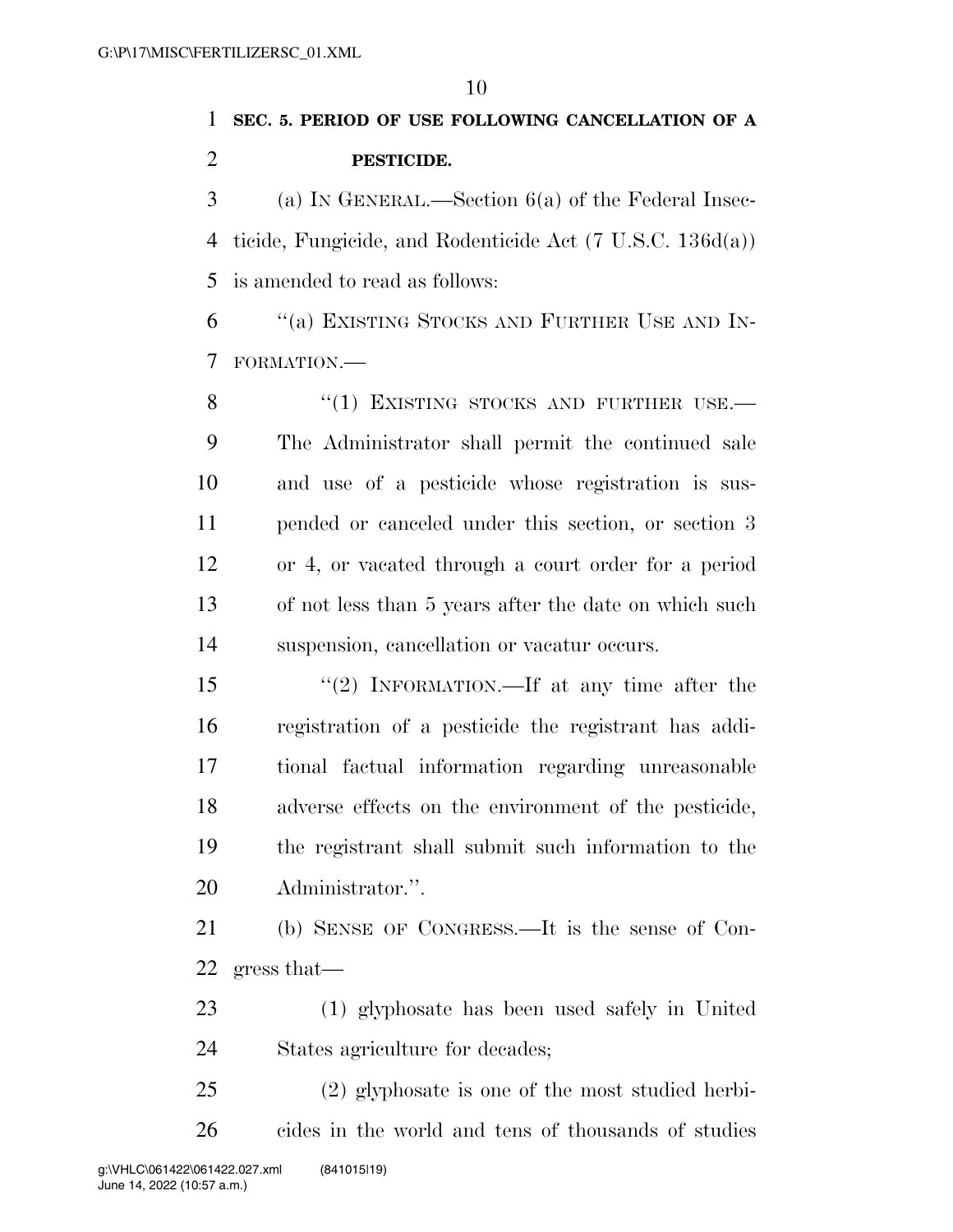**SEC. 5. PERIOD OF USE FOLLOWING CANCELLATION OF A PESTICIDE.**

(a) IN GENERAL.—Section 6(a) of the Federal Insecticide, Fungicide, and Rodenticide Act (7 U.S.C. 136d(a)) is amended to read as follows:

"(a) EXISTING STOCKS AND FURTHER USE AND INFORMATION.—

"(1) EXISTING STOCKS AND FURTHER USE.— The Administrator shall permit the continued sale and use of a pesticide whose registration is suspended or canceled under this section, or section 3 or 4, or vacated through a court order for a period of not less than 5 years after the date on which such suspension, cancellation or vacatur occurs.

"(2) INFORMATION.—If at any time after the registration of a pesticide the registrant has additional factual information regarding unreasonable adverse effects on the environment of the pesticide, the registrant shall submit such information to the Administrator.".

(b) SENSE OF CONGRESS.—It is the sense of Congress that—

(1) glyphosate has been used safely in United States agriculture for decades;

(2) glyphosate is one of the most studied herbicides in the world and tens of thousands of studies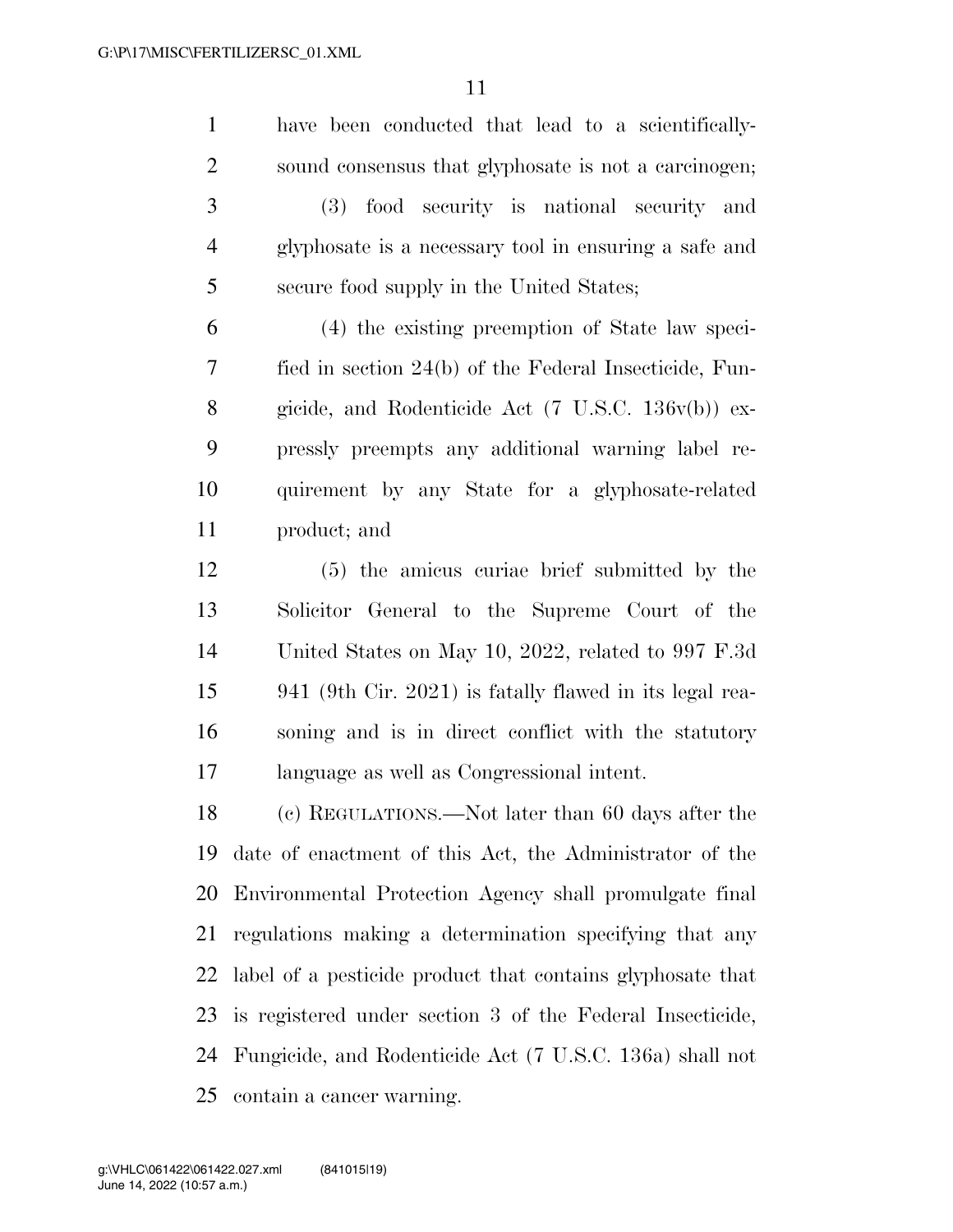have been conducted that lead to a scientifically-sound consensus that glyphosate is not a carcinogen;

(3) food security is national security and glyphosate is a necessary tool in ensuring a safe and secure food supply in the United States;

(4) the existing preemption of State law specified in section 24(b) of the Federal Insecticide, Fungicide, and Rodenticide Act (7 U.S.C. 136v(b)) expressly preempts any additional warning label requirement by any State for a glyphosate-related product; and

(5) the amicus curiae brief submitted by the Solicitor General to the Supreme Court of the United States on May 10, 2022, related to 997 F.3d 941 (9th Cir. 2021) is fatally flawed in its legal reasoning and is in direct conflict with the statutory language as well as Congressional intent.

(c) REGULATIONS.—Not later than 60 days after the date of enactment of this Act, the Administrator of the Environmental Protection Agency shall promulgate final regulations making a determination specifying that any label of a pesticide product that contains glyphosate that is registered under section 3 of the Federal Insecticide, Fungicide, and Rodenticide Act (7 U.S.C. 136a) shall not contain a cancer warning.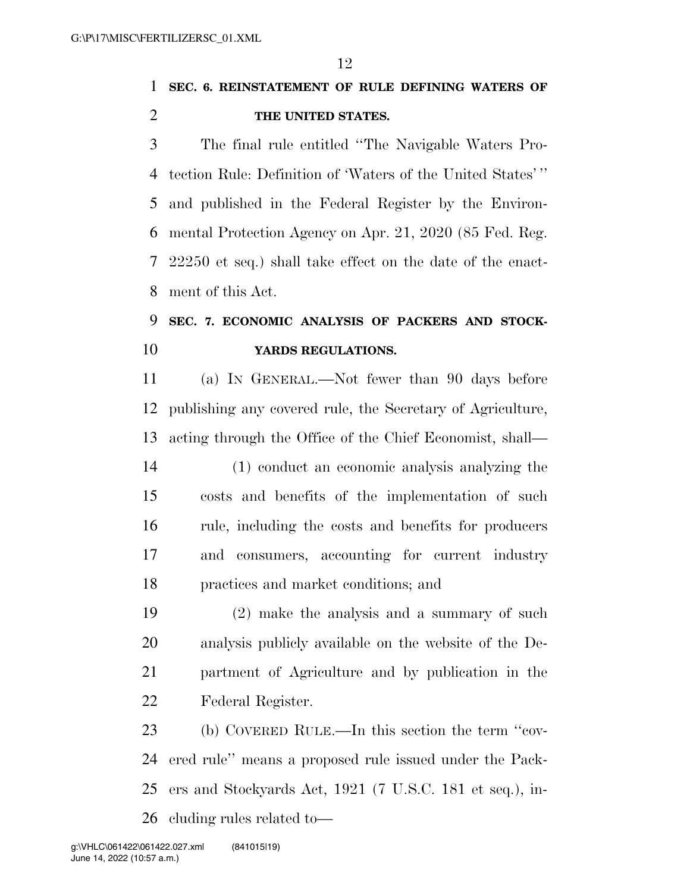**SEC. 6. REINSTATEMENT OF RULE DEFINING WATERS OF THE UNITED STATES.**

The final rule entitled "The Navigable Waters Protection Rule: Definition of 'Waters of the United States'" and published in the Federal Register by the Environmental Protection Agency on Apr. 21, 2020 (85 Fed. Reg. 22250 et seq.) shall take effect on the date of the enactment of this Act.

**SEC. 7. ECONOMIC ANALYSIS OF PACKERS AND STOCKYARDS REGULATIONS.**

(a) IN GENERAL.—Not fewer than 90 days before publishing any covered rule, the Secretary of Agriculture, acting through the Office of the Chief Economist, shall—

(1) conduct an economic analysis analyzing the costs and benefits of the implementation of such rule, including the costs and benefits for producers and consumers, accounting for current industry practices and market conditions; and

(2) make the analysis and a summary of such analysis publicly available on the website of the Department of Agriculture and by publication in the Federal Register.

(b) COVERED RULE.—In this section the term "covered rule" means a proposed rule issued under the Packers and Stockyards Act, 1921 (7 U.S.C. 181 et seq.), including rules related to—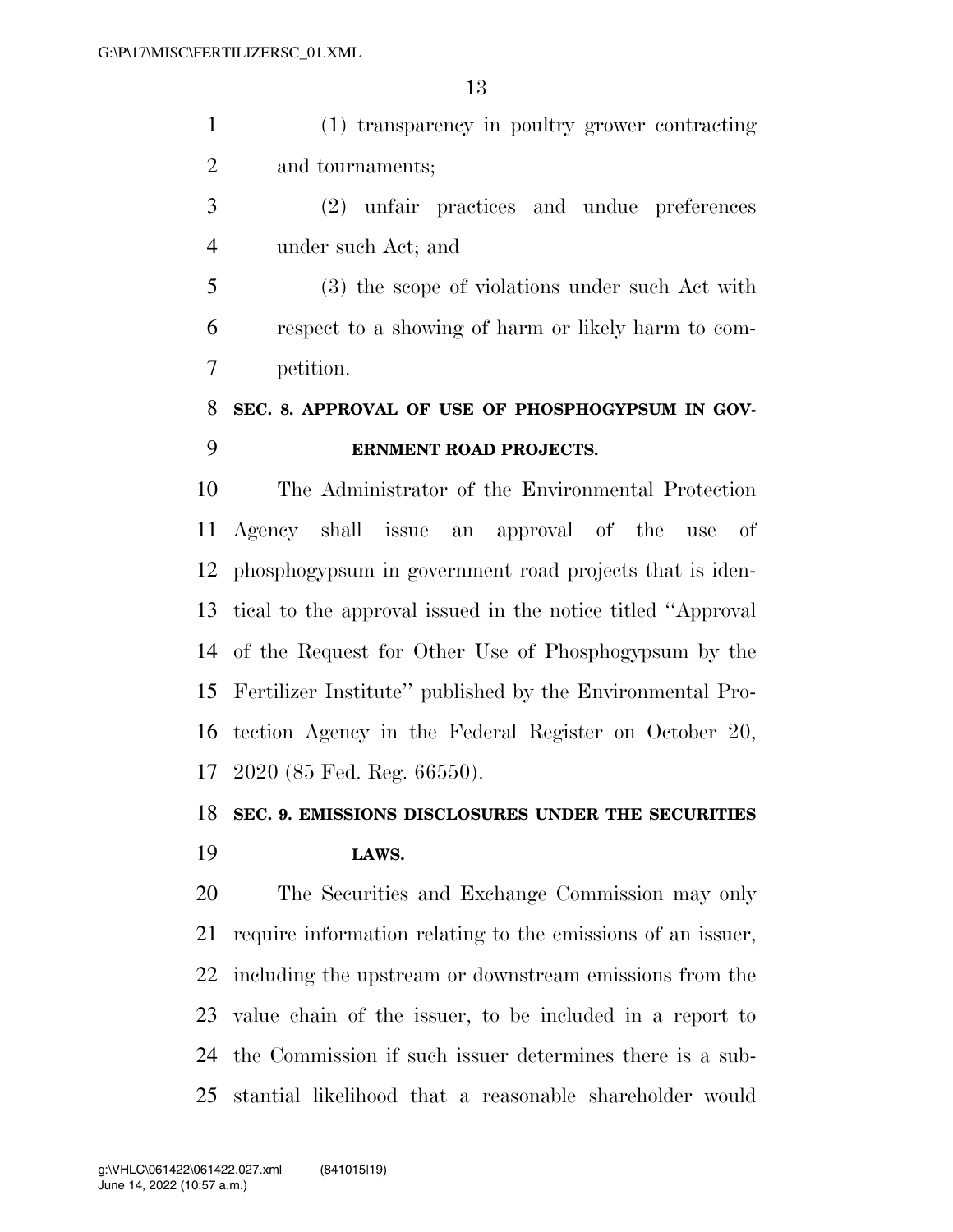(1) transparency in poultry grower contracting and tournaments;

(2) unfair practices and undue preferences under such Act; and

(3) the scope of violations under such Act with respect to a showing of harm or likely harm to competition.

**SEC. 8. APPROVAL OF USE OF PHOSPHOGYPSUM IN GOVERNMENT ROAD PROJECTS.**

The Administrator of the Environmental Protection Agency shall issue an approval of the use of phosphogypsum in government road projects that is identical to the approval issued in the notice titled ''Approval of the Request for Other Use of Phosphogypsum by the Fertilizer Institute'' published by the Environmental Protection Agency in the Federal Register on October 20, 2020 (85 Fed. Reg. 66550).

**SEC. 9. EMISSIONS DISCLOSURES UNDER THE SECURITIES LAWS.**

The Securities and Exchange Commission may only require information relating to the emissions of an issuer, including the upstream or downstream emissions from the value chain of the issuer, to be included in a report to the Commission if such issuer determines there is a substantial likelihood that a reasonable shareholder would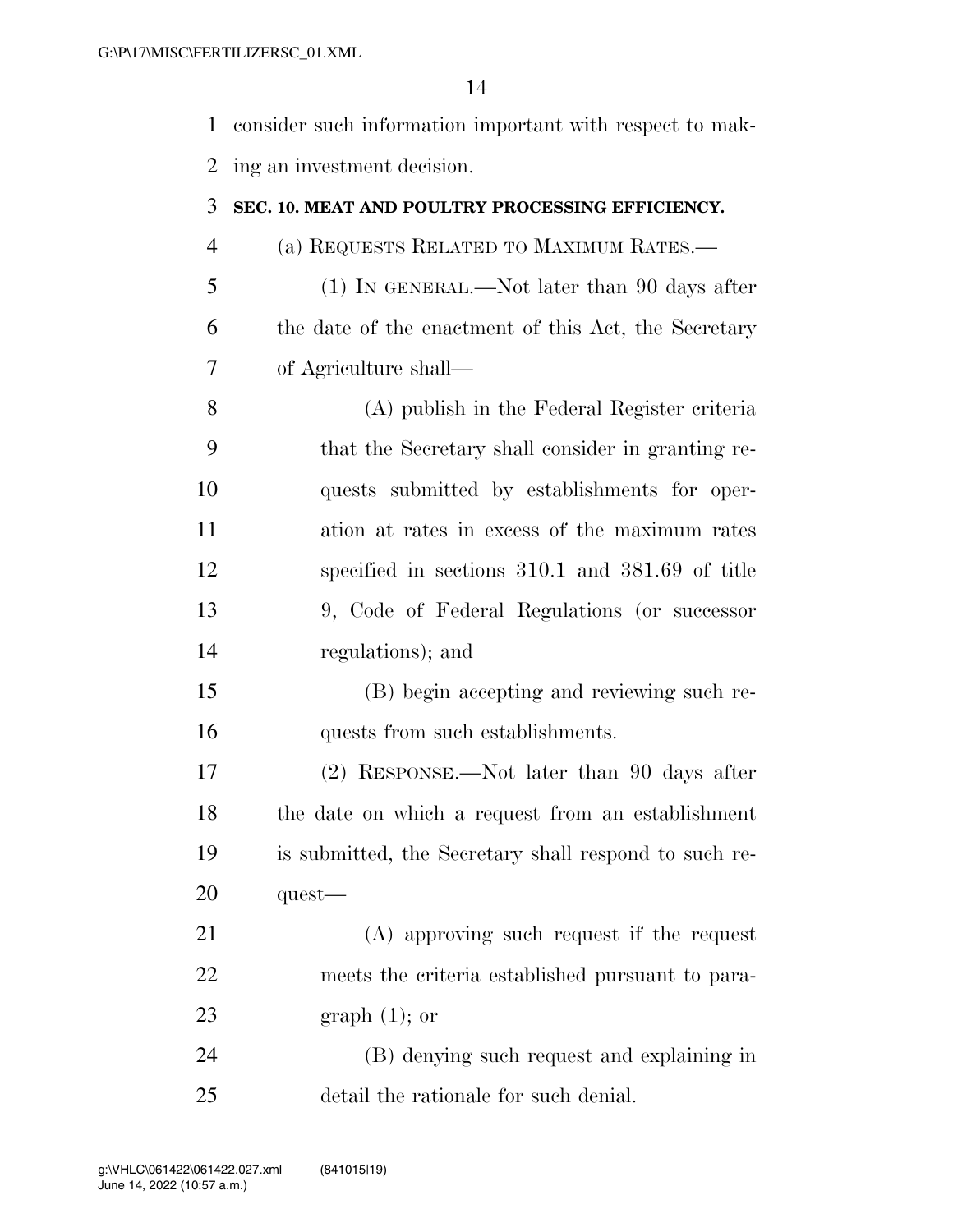consider such information important with respect to making an investment decision.

### SEC. 10. MEAT AND POULTRY PROCESSING EFFICIENCY.

(a) REQUESTS RELATED TO MAXIMUM RATES.—

(1) IN GENERAL.—Not later than 90 days after the date of the enactment of this Act, the Secretary of Agriculture shall—

(A) publish in the Federal Register criteria that the Secretary shall consider in granting requests submitted by establishments for operation at rates in excess of the maximum rates specified in sections 310.1 and 381.69 of title 9, Code of Federal Regulations (or successor regulations); and

(B) begin accepting and reviewing such requests from such establishments.

(2) RESPONSE.—Not later than 90 days after the date on which a request from an establishment is submitted, the Secretary shall respond to such request—

(A) approving such request if the request meets the criteria established pursuant to paragraph (1); or

(B) denying such request and explaining in detail the rationale for such denial.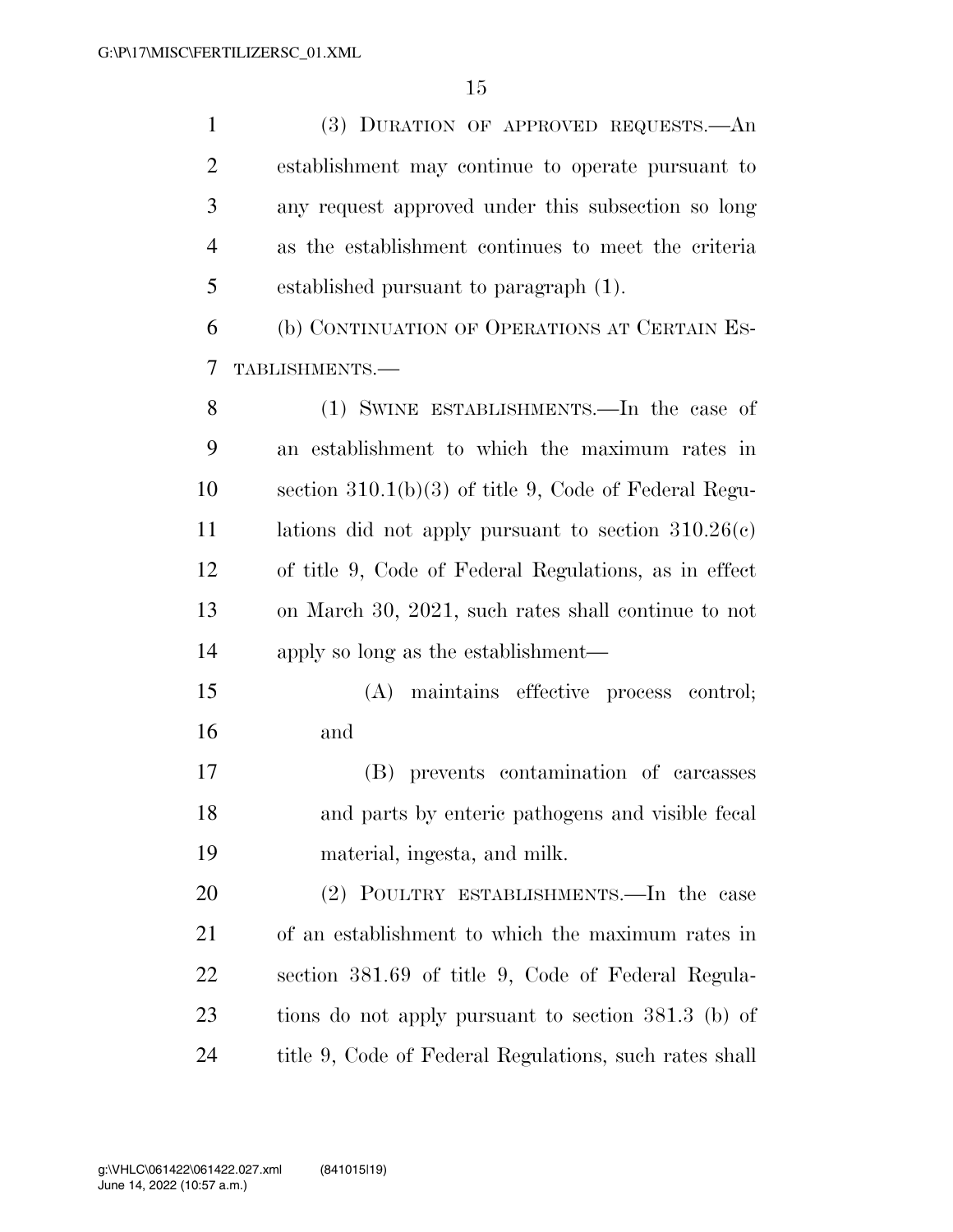(3) DURATION OF APPROVED REQUESTS.—An establishment may continue to operate pursuant to any request approved under this subsection so long as the establishment continues to meet the criteria established pursuant to paragraph (1).

(b) CONTINUATION OF OPERATIONS AT CERTAIN ESTABLISHMENTS.—

(1) SWINE ESTABLISHMENTS.—In the case of an establishment to which the maximum rates in section 310.1(b)(3) of title 9, Code of Federal Regulations did not apply pursuant to section 310.26(c) of title 9, Code of Federal Regulations, as in effect on March 30, 2021, such rates shall continue to not apply so long as the establishment—

(A) maintains effective process control; and

(B) prevents contamination of carcasses and parts by enteric pathogens and visible fecal material, ingesta, and milk.

(2) POULTRY ESTABLISHMENTS.—In the case of an establishment to which the maximum rates in section 381.69 of title 9, Code of Federal Regulations do not apply pursuant to section 381.3 (b) of title 9, Code of Federal Regulations, such rates shall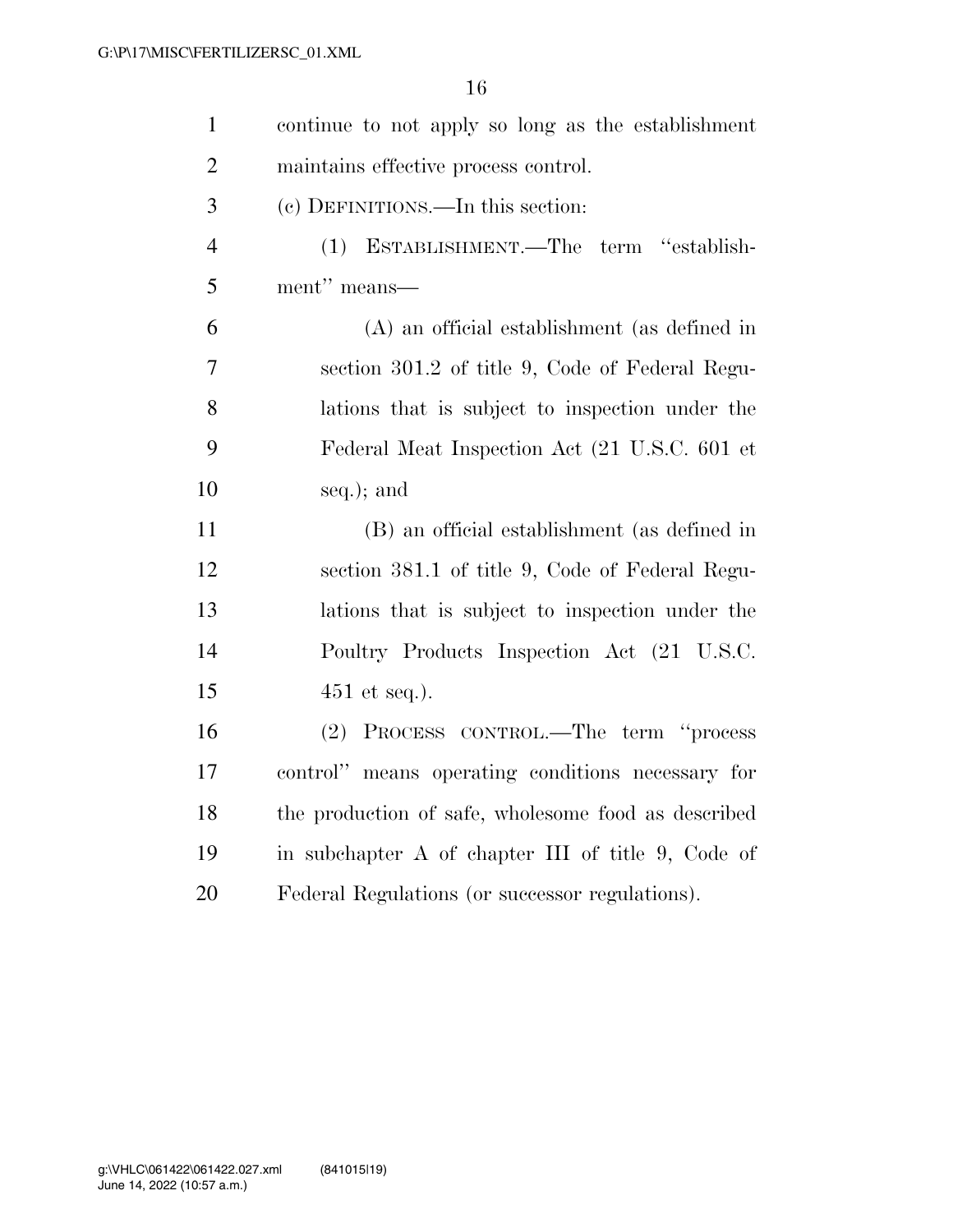continue to not apply so long as the establishment maintains effective process control.

(c) DEFINITIONS.—In this section:

(1) ESTABLISHMENT.—The term ''establishment'' means—

(A) an official establishment (as defined in section 301.2 of title 9, Code of Federal Regulations that is subject to inspection under the Federal Meat Inspection Act (21 U.S.C. 601 et seq.); and

(B) an official establishment (as defined in section 381.1 of title 9, Code of Federal Regulations that is subject to inspection under the Poultry Products Inspection Act (21 U.S.C. 451 et seq.).

(2) PROCESS CONTROL.—The term ''process control'' means operating conditions necessary for the production of safe, wholesome food as described in subchapter A of chapter III of title 9, Code of Federal Regulations (or successor regulations).